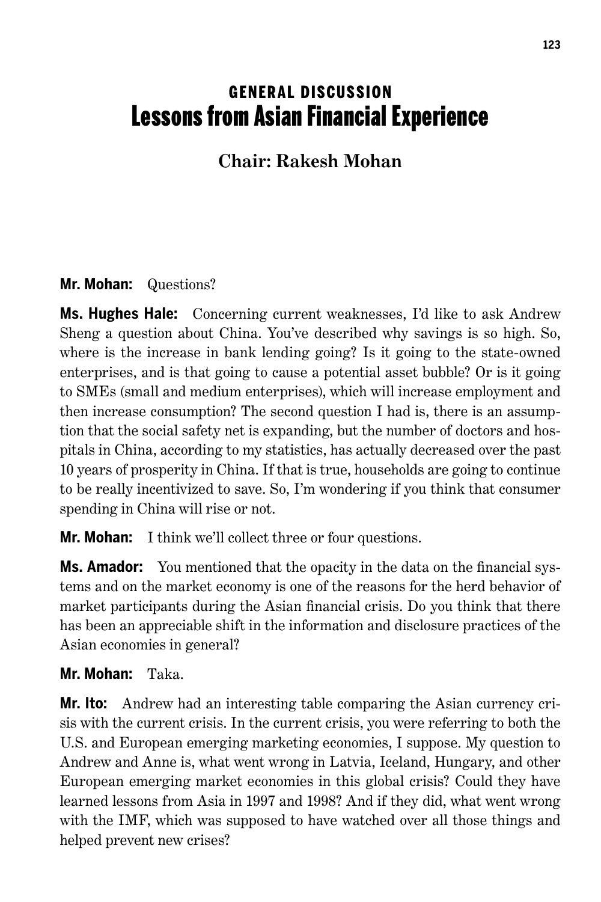# GENERAL DISCUSSION
# Lessons from Asian Financial Experience

## Chair: Rakesh Mohan

**Mr. Mohan:** Questions?

**Ms. Hughes Hale:** Concerning current weaknesses, I'd like to ask Andrew Sheng a question about China. You've described why savings is so high. So, where is the increase in bank lending going? Is it going to the state-owned enterprises, and is that going to cause a potential asset bubble? Or is it going to SMEs (small and medium enterprises), which will increase employment and then increase consumption? The second question I had is, there is an assumption that the social safety net is expanding, but the number of doctors and hospitals in China, according to my statistics, has actually decreased over the past 10 years of prosperity in China. If that is true, households are going to continue to be really incentivized to save. So, I'm wondering if you think that consumer spending in China will rise or not.

**Mr. Mohan:** I think we'll collect three or four questions.

**Ms. Amador:** You mentioned that the opacity in the data on the financial systems and on the market economy is one of the reasons for the herd behavior of market participants during the Asian financial crisis. Do you think that there has been an appreciable shift in the information and disclosure practices of the Asian economies in general?

**Mr. Mohan:** Taka.

**Mr. Ito:** Andrew had an interesting table comparing the Asian currency crisis with the current crisis. In the current crisis, you were referring to both the U.S. and European emerging marketing economies, I suppose. My question to Andrew and Anne is, what went wrong in Latvia, Iceland, Hungary, and other European emerging market economies in this global crisis? Could they have learned lessons from Asia in 1997 and 1998? And if they did, what went wrong with the IMF, which was supposed to have watched over all those things and helped prevent new crises?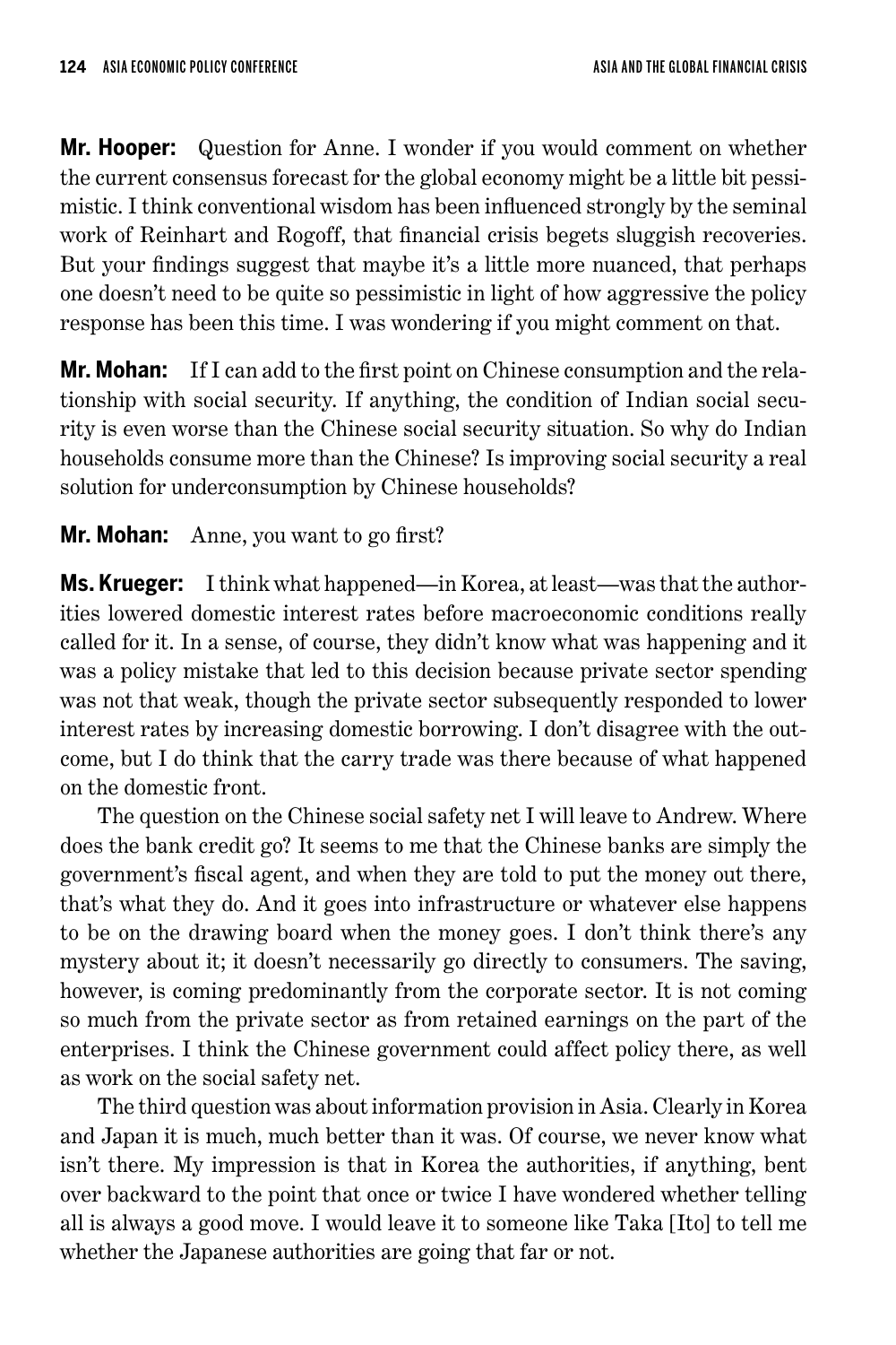**Mr. Hooper:** Question for Anne. I wonder if you would comment on whether the current consensus forecast for the global economy might be a little bit pessimistic. I think conventional wisdom has been influenced strongly by the seminal work of Reinhart and Rogoff, that financial crisis begets sluggish recoveries. But your findings suggest that maybe it's a little more nuanced, that perhaps one doesn't need to be quite so pessimistic in light of how aggressive the policy response has been this time. I was wondering if you might comment on that.

**Mr. Mohan:** If I can add to the first point on Chinese consumption and the relationship with social security. If anything, the condition of Indian social security is even worse than the Chinese social security situation. So why do Indian households consume more than the Chinese? Is improving social security a real solution for underconsumption by Chinese households?

**Mr. Mohan:** Anne, you want to go first?

**Ms. Krueger:** I think what happened—in Korea, at least—was that the authorities lowered domestic interest rates before macroeconomic conditions really called for it. In a sense, of course, they didn't know what was happening and it was a policy mistake that led to this decision because private sector spending was not that weak, though the private sector subsequently responded to lower interest rates by increasing domestic borrowing. I don't disagree with the outcome, but I do think that the carry trade was there because of what happened on the domestic front.

The question on the Chinese social safety net I will leave to Andrew. Where does the bank credit go? It seems to me that the Chinese banks are simply the government's fiscal agent, and when they are told to put the money out there, that's what they do. And it goes into infrastructure or whatever else happens to be on the drawing board when the money goes. I don't think there's any mystery about it; it doesn't necessarily go directly to consumers. The saving, however, is coming predominantly from the corporate sector. It is not coming so much from the private sector as from retained earnings on the part of the enterprises. I think the Chinese government could affect policy there, as well as work on the social safety net.

The third question was about information provision in Asia. Clearly in Korea and Japan it is much, much better than it was. Of course, we never know what isn't there. My impression is that in Korea the authorities, if anything, bent over backward to the point that once or twice I have wondered whether telling all is always a good move. I would leave it to someone like Taka [Ito] to tell me whether the Japanese authorities are going that far or not.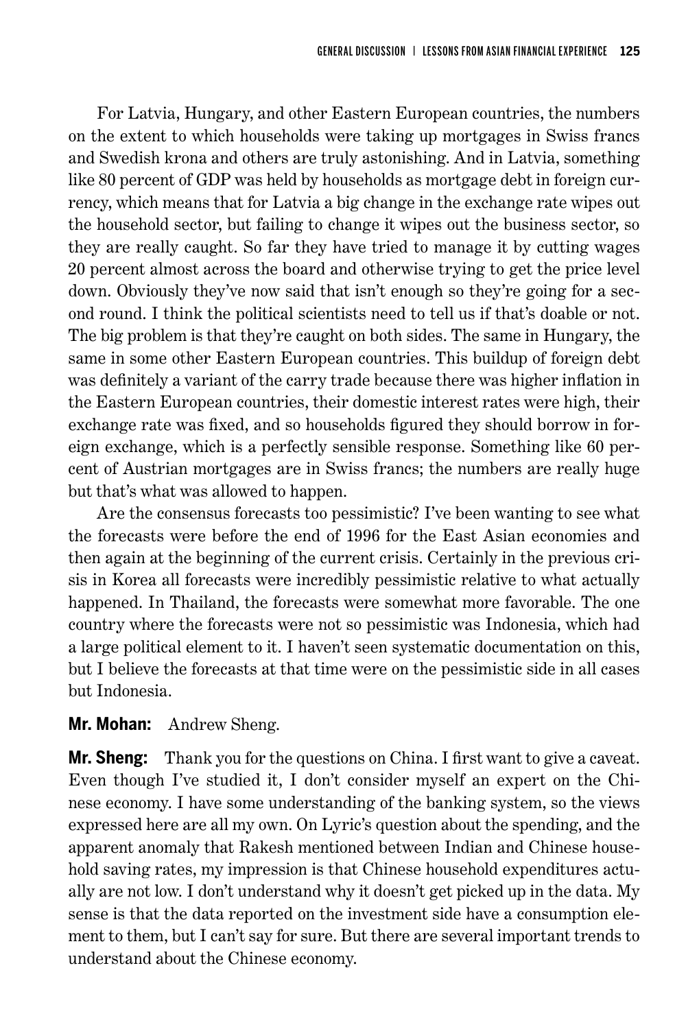For Latvia, Hungary, and other Eastern European countries, the numbers on the extent to which households were taking up mortgages in Swiss francs and Swedish krona and others are truly astonishing. And in Latvia, something like 80 percent of GDP was held by households as mortgage debt in foreign currency, which means that for Latvia a big change in the exchange rate wipes out the household sector, but failing to change it wipes out the business sector, so they are really caught. So far they have tried to manage it by cutting wages 20 percent almost across the board and otherwise trying to get the price level down. Obviously they've now said that isn't enough so they're going for a second round. I think the political scientists need to tell us if that's doable or not. The big problem is that they're caught on both sides. The same in Hungary, the same in some other Eastern European countries. This buildup of foreign debt was definitely a variant of the carry trade because there was higher inflation in the Eastern European countries, their domestic interest rates were high, their exchange rate was fixed, and so households figured they should borrow in foreign exchange, which is a perfectly sensible response. Something like 60 percent of Austrian mortgages are in Swiss francs; the numbers are really huge but that's what was allowed to happen.

Are the consensus forecasts too pessimistic? I've been wanting to see what the forecasts were before the end of 1996 for the East Asian economies and then again at the beginning of the current crisis. Certainly in the previous crisis in Korea all forecasts were incredibly pessimistic relative to what actually happened. In Thailand, the forecasts were somewhat more favorable. The one country where the forecasts were not so pessimistic was Indonesia, which had a large political element to it. I haven't seen systematic documentation on this, but I believe the forecasts at that time were on the pessimistic side in all cases but Indonesia.

**Mr. Mohan:** Andrew Sheng.

**Mr. Sheng:** Thank you for the questions on China. I first want to give a caveat. Even though I've studied it, I don't consider myself an expert on the Chinese economy. I have some understanding of the banking system, so the views expressed here are all my own. On Lyric's question about the spending, and the apparent anomaly that Rakesh mentioned between Indian and Chinese household saving rates, my impression is that Chinese household expenditures actually are not low. I don't understand why it doesn't get picked up in the data. My sense is that the data reported on the investment side have a consumption element to them, but I can't say for sure. But there are several important trends to understand about the Chinese economy.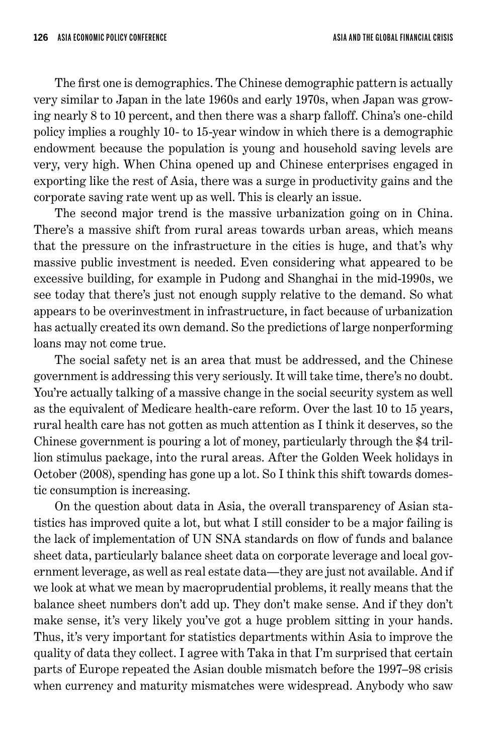The first one is demographics. The Chinese demographic pattern is actually very similar to Japan in the late 1960s and early 1970s, when Japan was growing nearly 8 to 10 percent, and then there was a sharp falloff. China's one-child policy implies a roughly 10- to 15-year window in which there is a demographic endowment because the population is young and household saving levels are very, very high. When China opened up and Chinese enterprises engaged in exporting like the rest of Asia, there was a surge in productivity gains and the corporate saving rate went up as well. This is clearly an issue.

The second major trend is the massive urbanization going on in China. There's a massive shift from rural areas towards urban areas, which means that the pressure on the infrastructure in the cities is huge, and that's why massive public investment is needed. Even considering what appeared to be excessive building, for example in Pudong and Shanghai in the mid-1990s, we see today that there's just not enough supply relative to the demand. So what appears to be overinvestment in infrastructure, in fact because of urbanization has actually created its own demand. So the predictions of large nonperforming loans may not come true.

The social safety net is an area that must be addressed, and the Chinese government is addressing this very seriously. It will take time, there's no doubt. You're actually talking of a massive change in the social security system as well as the equivalent of Medicare health-care reform. Over the last 10 to 15 years, rural health care has not gotten as much attention as I think it deserves, so the Chinese government is pouring a lot of money, particularly through the $4 trillion stimulus package, into the rural areas. After the Golden Week holidays in October (2008), spending has gone up a lot. So I think this shift towards domestic consumption is increasing.

On the question about data in Asia, the overall transparency of Asian statistics has improved quite a lot, but what I still consider to be a major failing is the lack of implementation of UN SNA standards on flow of funds and balance sheet data, particularly balance sheet data on corporate leverage and local government leverage, as well as real estate data—they are just not available. And if we look at what we mean by macroprudential problems, it really means that the balance sheet numbers don't add up. They don't make sense. And if they don't make sense, it's very likely you've got a huge problem sitting in your hands. Thus, it's very important for statistics departments within Asia to improve the quality of data they collect. I agree with Taka in that I'm surprised that certain parts of Europe repeated the Asian double mismatch before the 1997–98 crisis when currency and maturity mismatches were widespread. Anybody who saw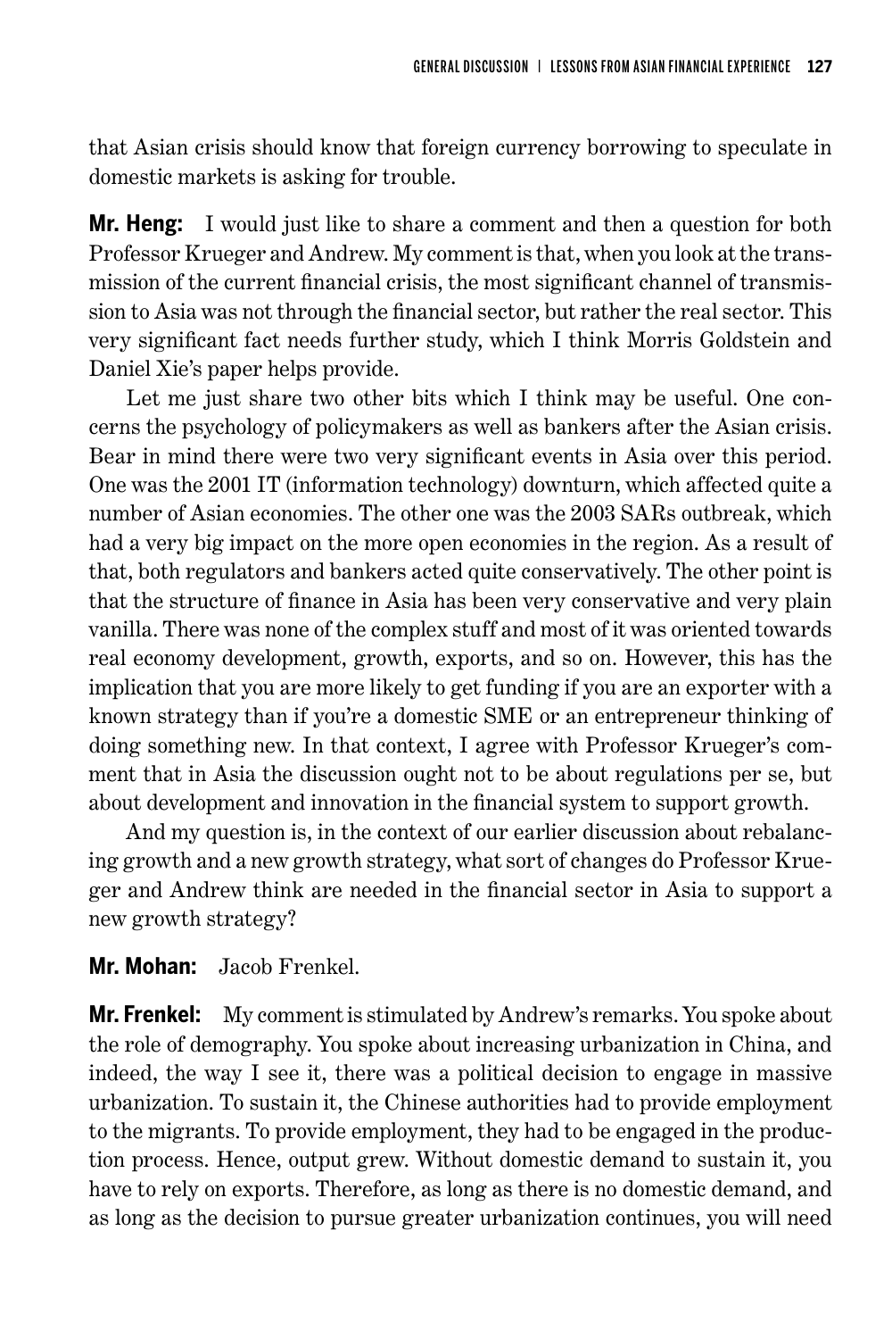that Asian crisis should know that foreign currency borrowing to speculate in domestic markets is asking for trouble.

**Mr. Heng:** I would just like to share a comment and then a question for both Professor Krueger and Andrew. My comment is that, when you look at the transmission of the current financial crisis, the most significant channel of transmission to Asia was not through the financial sector, but rather the real sector. This very significant fact needs further study, which I think Morris Goldstein and Daniel Xie's paper helps provide.

Let me just share two other bits which I think may be useful. One concerns the psychology of policymakers as well as bankers after the Asian crisis. Bear in mind there were two very significant events in Asia over this period. One was the 2001 IT (information technology) downturn, which affected quite a number of Asian economies. The other one was the 2003 SARs outbreak, which had a very big impact on the more open economies in the region. As a result of that, both regulators and bankers acted quite conservatively. The other point is that the structure of finance in Asia has been very conservative and very plain vanilla. There was none of the complex stuff and most of it was oriented towards real economy development, growth, exports, and so on. However, this has the implication that you are more likely to get funding if you are an exporter with a known strategy than if you're a domestic SME or an entrepreneur thinking of doing something new. In that context, I agree with Professor Krueger's comment that in Asia the discussion ought not to be about regulations per se, but about development and innovation in the financial system to support growth.

And my question is, in the context of our earlier discussion about rebalancing growth and a new growth strategy, what sort of changes do Professor Krueger and Andrew think are needed in the financial sector in Asia to support a new growth strategy?

**Mr. Mohan:** Jacob Frenkel.

**Mr. Frenkel:** My comment is stimulated by Andrew's remarks. You spoke about the role of demography. You spoke about increasing urbanization in China, and indeed, the way I see it, there was a political decision to engage in massive urbanization. To sustain it, the Chinese authorities had to provide employment to the migrants. To provide employment, they had to be engaged in the production process. Hence, output grew. Without domestic demand to sustain it, you have to rely on exports. Therefore, as long as there is no domestic demand, and as long as the decision to pursue greater urbanization continues, you will need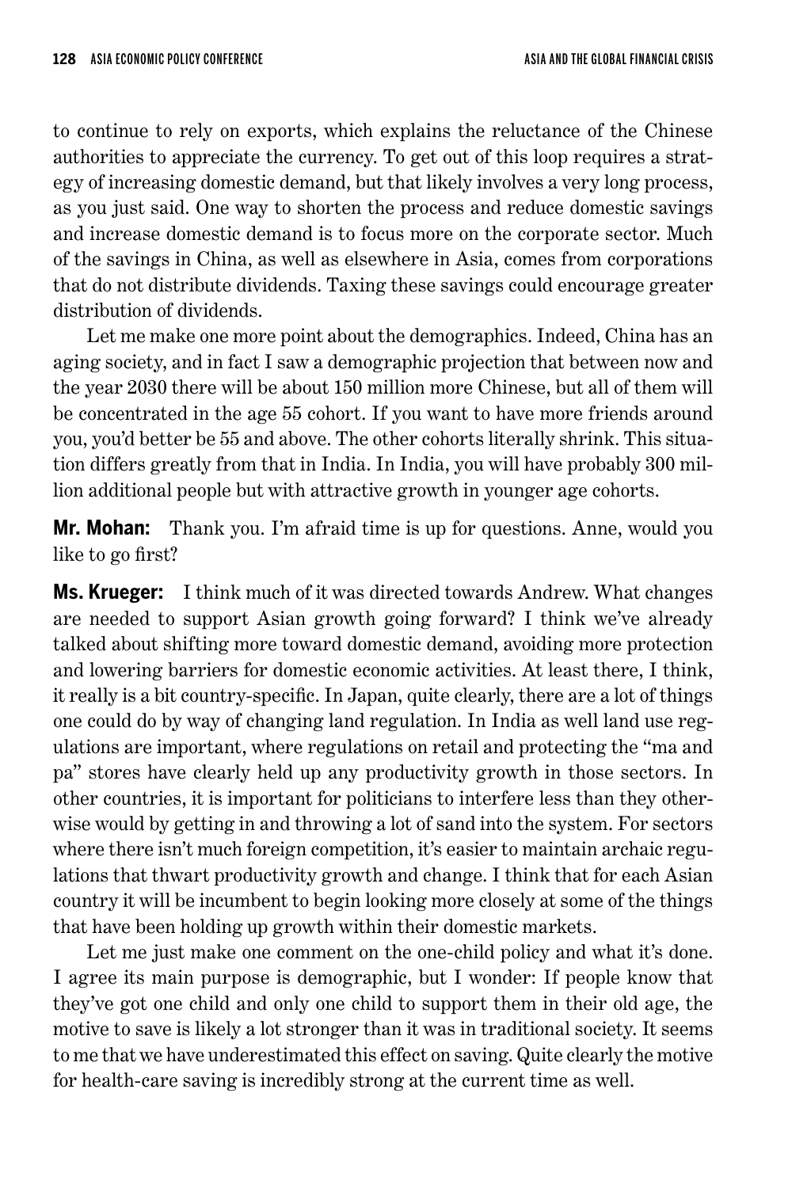to continue to rely on exports, which explains the reluctance of the Chinese authorities to appreciate the currency. To get out of this loop requires a strategy of increasing domestic demand, but that likely involves a very long process, as you just said. One way to shorten the process and reduce domestic savings and increase domestic demand is to focus more on the corporate sector. Much of the savings in China, as well as elsewhere in Asia, comes from corporations that do not distribute dividends. Taxing these savings could encourage greater distribution of dividends.

Let me make one more point about the demographics. Indeed, China has an aging society, and in fact I saw a demographic projection that between now and the year 2030 there will be about 150 million more Chinese, but all of them will be concentrated in the age 55 cohort. If you want to have more friends around you, you'd better be 55 and above. The other cohorts literally shrink. This situation differs greatly from that in India. In India, you will have probably 300 million additional people but with attractive growth in younger age cohorts.

**Mr. Mohan:** Thank you. I'm afraid time is up for questions. Anne, would you like to go first?

**Ms. Krueger:** I think much of it was directed towards Andrew. What changes are needed to support Asian growth going forward? I think we've already talked about shifting more toward domestic demand, avoiding more protection and lowering barriers for domestic economic activities. At least there, I think, it really is a bit country-specific. In Japan, quite clearly, there are a lot of things one could do by way of changing land regulation. In India as well land use regulations are important, where regulations on retail and protecting the "ma and pa" stores have clearly held up any productivity growth in those sectors. In other countries, it is important for politicians to interfere less than they otherwise would by getting in and throwing a lot of sand into the system. For sectors where there isn't much foreign competition, it's easier to maintain archaic regulations that thwart productivity growth and change. I think that for each Asian country it will be incumbent to begin looking more closely at some of the things that have been holding up growth within their domestic markets.

Let me just make one comment on the one-child policy and what it's done. I agree its main purpose is demographic, but I wonder: If people know that they've got one child and only one child to support them in their old age, the motive to save is likely a lot stronger than it was in traditional society. It seems to me that we have underestimated this effect on saving. Quite clearly the motive for health-care saving is incredibly strong at the current time as well.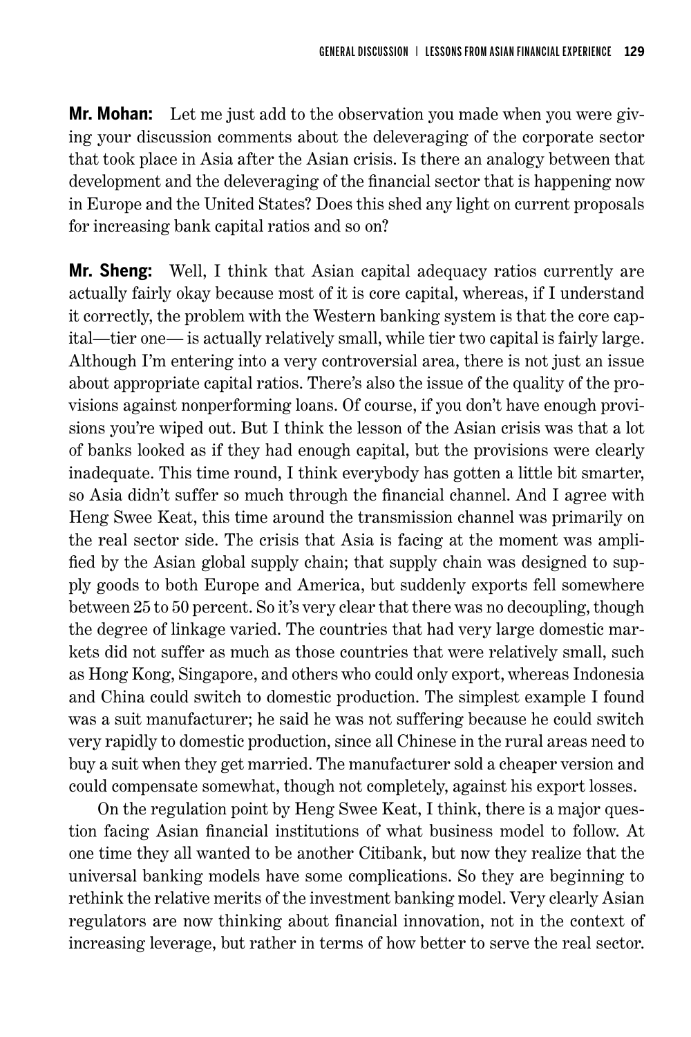**Mr. Mohan:** Let me just add to the observation you made when you were giving your discussion comments about the deleveraging of the corporate sector that took place in Asia after the Asian crisis. Is there an analogy between that development and the deleveraging of the financial sector that is happening now in Europe and the United States? Does this shed any light on current proposals for increasing bank capital ratios and so on?

**Mr. Sheng:** Well, I think that Asian capital adequacy ratios currently are actually fairly okay because most of it is core capital, whereas, if I understand it correctly, the problem with the Western banking system is that the core capital—tier one— is actually relatively small, while tier two capital is fairly large. Although I'm entering into a very controversial area, there is not just an issue about appropriate capital ratios. There's also the issue of the quality of the provisions against nonperforming loans. Of course, if you don't have enough provisions you're wiped out. But I think the lesson of the Asian crisis was that a lot of banks looked as if they had enough capital, but the provisions were clearly inadequate. This time round, I think everybody has gotten a little bit smarter, so Asia didn't suffer so much through the financial channel. And I agree with Heng Swee Keat, this time around the transmission channel was primarily on the real sector side. The crisis that Asia is facing at the moment was amplified by the Asian global supply chain; that supply chain was designed to supply goods to both Europe and America, but suddenly exports fell somewhere between 25 to 50 percent. So it's very clear that there was no decoupling, though the degree of linkage varied. The countries that had very large domestic markets did not suffer as much as those countries that were relatively small, such as Hong Kong, Singapore, and others who could only export, whereas Indonesia and China could switch to domestic production. The simplest example I found was a suit manufacturer; he said he was not suffering because he could switch very rapidly to domestic production, since all Chinese in the rural areas need to buy a suit when they get married. The manufacturer sold a cheaper version and could compensate somewhat, though not completely, against his export losses.

On the regulation point by Heng Swee Keat, I think, there is a major question facing Asian financial institutions of what business model to follow. At one time they all wanted to be another Citibank, but now they realize that the universal banking models have some complications. So they are beginning to rethink the relative merits of the investment banking model. Very clearly Asian regulators are now thinking about financial innovation, not in the context of increasing leverage, but rather in terms of how better to serve the real sector.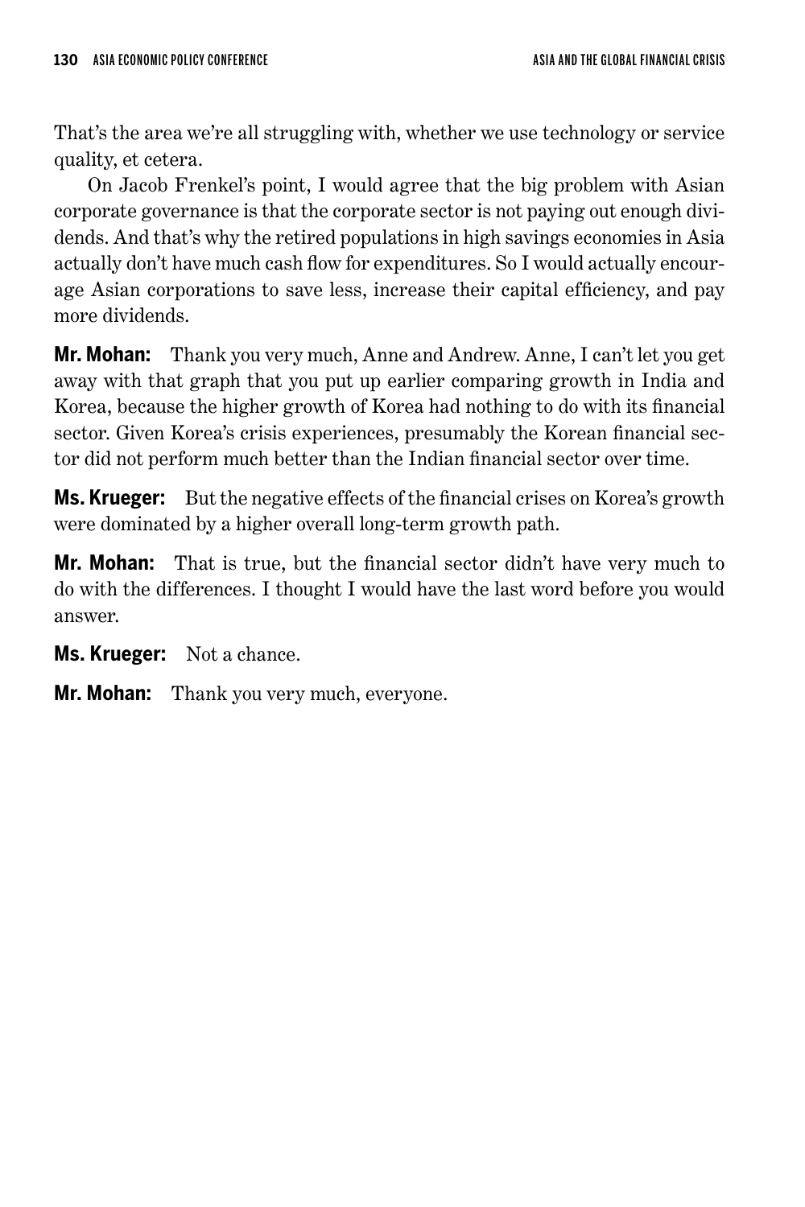That's the area we're all struggling with, whether we use technology or service quality, et cetera.

On Jacob Frenkel's point, I would agree that the big problem with Asian corporate governance is that the corporate sector is not paying out enough dividends. And that's why the retired populations in high savings economies in Asia actually don't have much cash flow for expenditures. So I would actually encourage Asian corporations to save less, increase their capital efficiency, and pay more dividends.

**Mr. Mohan:** Thank you very much, Anne and Andrew. Anne, I can't let you get away with that graph that you put up earlier comparing growth in India and Korea, because the higher growth of Korea had nothing to do with its financial sector. Given Korea's crisis experiences, presumably the Korean financial sector did not perform much better than the Indian financial sector over time.

**Ms. Krueger:** But the negative effects of the financial crises on Korea's growth were dominated by a higher overall long-term growth path.

**Mr. Mohan:** That is true, but the financial sector didn't have very much to do with the differences. I thought I would have the last word before you would answer.

**Ms. Krueger:** Not a chance.

**Mr. Mohan:** Thank you very much, everyone.